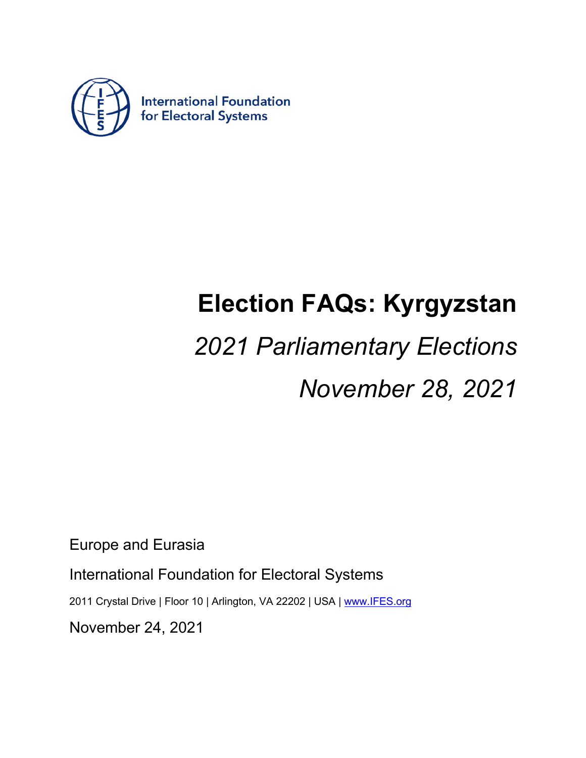International Foundation for Electoral Systems

# Election FAQs: Kyrgyzstan

*2021 Parliamentary Elections*

*November 28, 2021*

Europe and Eurasia

International Foundation for Electoral Systems

2011 Crystal Drive | Floor 10 | Arlington, VA 22202 | USA | [www.IFES.org](http://www.IFES.org)

November 24, 2021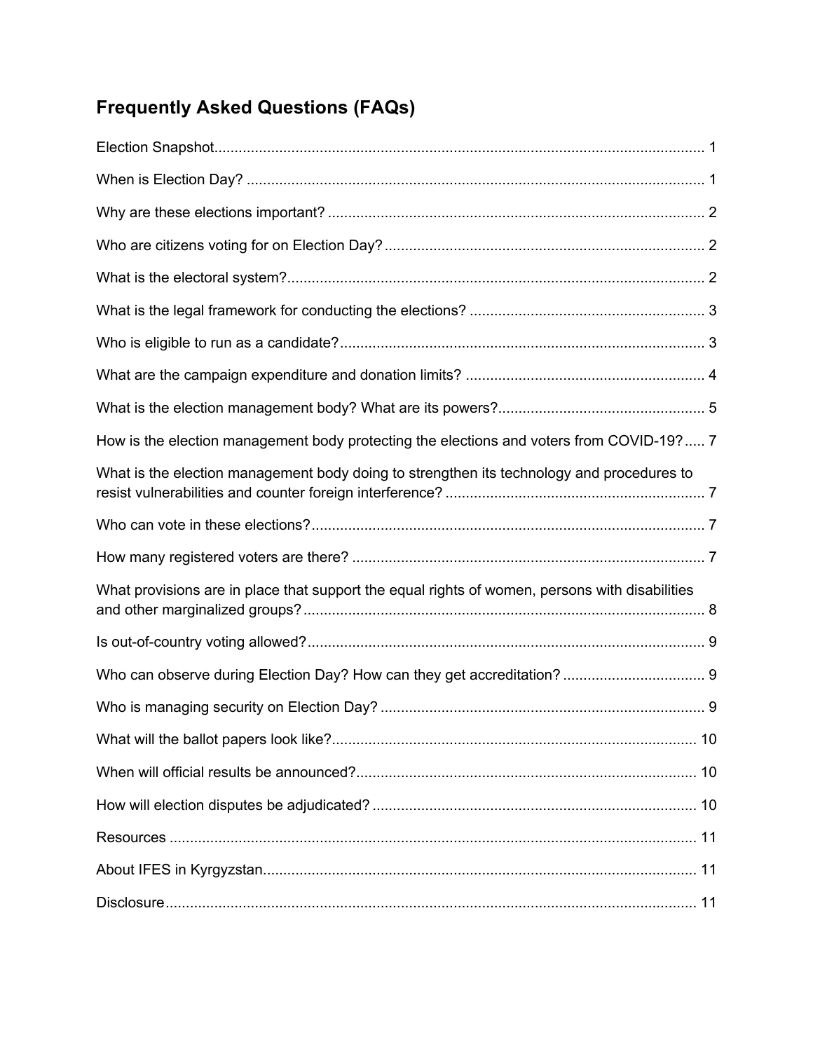## Frequently Asked Questions (FAQs)

Election Snapshot........................................................................................................................ 1

When is Election Day? ................................................................................................................ 1

Why are these elections important? ............................................................................................ 2

Who are citizens voting for on Election Day? .............................................................................. 2

What is the electoral system?...................................................................................................... 2

What is the legal framework for conducting the elections? ......................................................... 3

Who is eligible to run as a candidate?......................................................................................... 3

What are the campaign expenditure and donation limits? .......................................................... 4

What is the election management body? What are its powers?.................................................. 5

How is the election management body protecting the elections and voters from COVID-19?..... 7

What is the election management body doing to strengthen its technology and procedures to resist vulnerabilities and counter foreign interference? ............................................................... 7

Who can vote in these elections?................................................................................................ 7

How many registered voters are there? ...................................................................................... 7

What provisions are in place that support the equal rights of women, persons with disabilities and other marginalized groups? .................................................................................................. 8

Is out-of-country voting allowed?................................................................................................. 9

Who can observe during Election Day? How can they get accreditation? .................................. 9

Who is managing security on Election Day? ............................................................................... 9

What will the ballot papers look like?......................................................................................... 10

When will official results be announced?................................................................................... 10

How will election disputes be adjudicated? ............................................................................... 10

Resources ................................................................................................................................. 11

About IFES in Kyrgyzstan.......................................................................................................... 11

Disclosure.................................................................................................................................. 11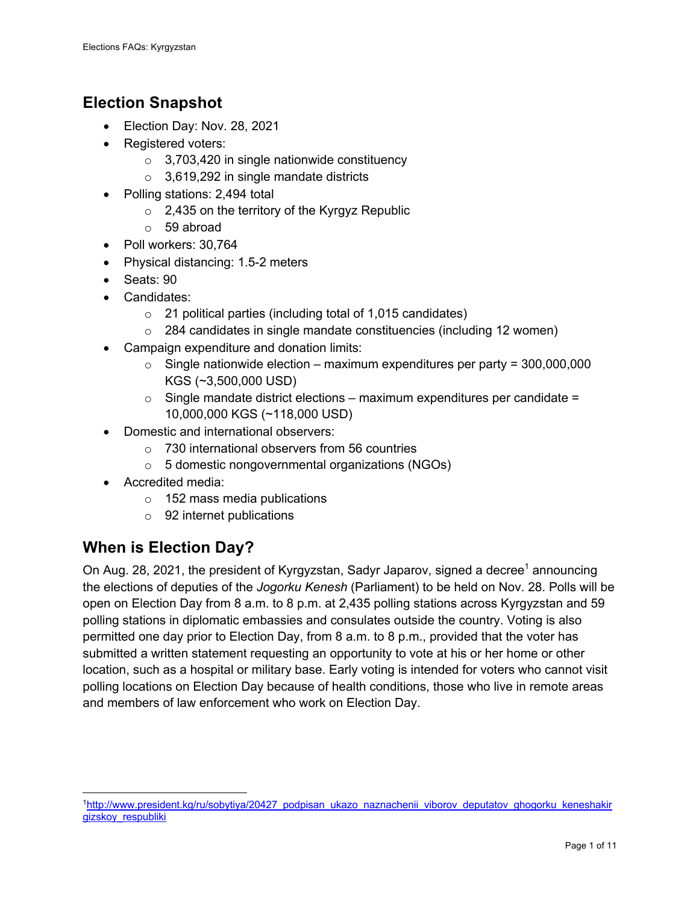## Election Snapshot

- Election Day: Nov. 28, 2021
- Registered voters:
  - 3,703,420 in single nationwide constituency
  - 3,619,292 in single mandate districts
- Polling stations: 2,494 total
  - 2,435 on the territory of the Kyrgyz Republic
  - 59 abroad
- Poll workers: 30,764
- Physical distancing: 1.5-2 meters
- Seats: 90
- Candidates:
  - 21 political parties (including total of 1,015 candidates)
  - 284 candidates in single mandate constituencies (including 12 women)
- Campaign expenditure and donation limits:
  - Single nationwide election – maximum expenditures per party = 300,000,000 KGS (~3,500,000 USD)
  - Single mandate district elections – maximum expenditures per candidate = 10,000,000 KGS (~118,000 USD)
- Domestic and international observers:
  - 730 international observers from 56 countries
  - 5 domestic nongovernmental organizations (NGOs)
- Accredited media:
  - 152 mass media publications
  - 92 internet publications

## When is Election Day?

On Aug. 28, 2021, the president of Kyrgyzstan, Sadyr Japarov, signed a decree[1] announcing the elections of deputies of the *Jogorku Kenesh* (Parliament) to be held on Nov. 28. Polls will be open on Election Day from 8 a.m. to 8 p.m. at 2,435 polling stations across Kyrgyzstan and 59 polling stations in diplomatic embassies and consulates outside the country. Voting is also permitted one day prior to Election Day, from 8 a.m. to 8 p.m., provided that the voter has submitted a written statement requesting an opportunity to vote at his or her home or other location, such as a hospital or military base. Early voting is intended for voters who cannot visit polling locations on Election Day because of health conditions, those who live in remote areas and members of law enforcement who work on Election Day.

[1] http://www.president.kg/ru/sobytiya/20427_podpisan_ukazo_naznachenii_viborov_deputatov_ghogorku_keneshakirgizskoy_respubliki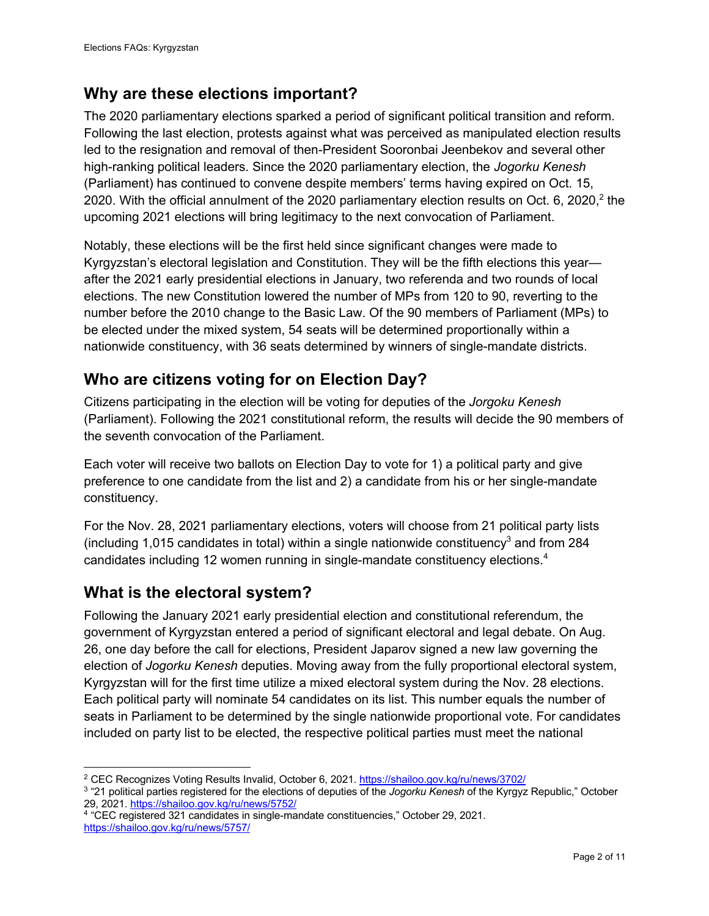## Why are these elections important?

The 2020 parliamentary elections sparked a period of significant political transition and reform. Following the last election, protests against what was perceived as manipulated election results led to the resignation and removal of then-President Sooronbai Jeenbekov and several other high-ranking political leaders. Since the 2020 parliamentary election, the *Jogorku Kenesh* (Parliament) has continued to convene despite members' terms having expired on Oct. 15, 2020. With the official annulment of the 2020 parliamentary election results on Oct. 6, 2020,[2] the upcoming 2021 elections will bring legitimacy to the next convocation of Parliament.

Notably, these elections will be the first held since significant changes were made to Kyrgyzstan's electoral legislation and Constitution. They will be the fifth elections this year—after the 2021 early presidential elections in January, two referenda and two rounds of local elections. The new Constitution lowered the number of MPs from 120 to 90, reverting to the number before the 2010 change to the Basic Law. Of the 90 members of Parliament (MPs) to be elected under the mixed system, 54 seats will be determined proportionally within a nationwide constituency, with 36 seats determined by winners of single-mandate districts.

## Who are citizens voting for on Election Day?

Citizens participating in the election will be voting for deputies of the *Jorgoku Kenesh* (Parliament). Following the 2021 constitutional reform, the results will decide the 90 members of the seventh convocation of the Parliament.

Each voter will receive two ballots on Election Day to vote for 1) a political party and give preference to one candidate from the list and 2) a candidate from his or her single-mandate constituency.

For the Nov. 28, 2021 parliamentary elections, voters will choose from 21 political party lists (including 1,015 candidates in total) within a single nationwide constituency[3] and from 284 candidates including 12 women running in single-mandate constituency elections.[4]

## What is the electoral system?

Following the January 2021 early presidential election and constitutional referendum, the government of Kyrgyzstan entered a period of significant electoral and legal debate. On Aug. 26, one day before the call for elections, President Japarov signed a new law governing the election of *Jogorku Kenesh* deputies. Moving away from the fully proportional electoral system, Kyrgyzstan will for the first time utilize a mixed electoral system during the Nov. 28 elections. Each political party will nominate 54 candidates on its list. This number equals the number of seats in Parliament to be determined by the single nationwide proportional vote. For candidates included on party list to be elected, the respective political parties must meet the national

---

[2] CEC Recognizes Voting Results Invalid, October 6, 2021. https://shailoo.gov.kg/ru/news/3702/

[3] "21 political parties registered for the elections of deputies of the *Jogorku Kenesh* of the Kyrgyz Republic," October 29, 2021. https://shailoo.gov.kg/ru/news/5752/

[4] "CEC registered 321 candidates in single-mandate constituencies," October 29, 2021. https://shailoo.gov.kg/ru/news/5757/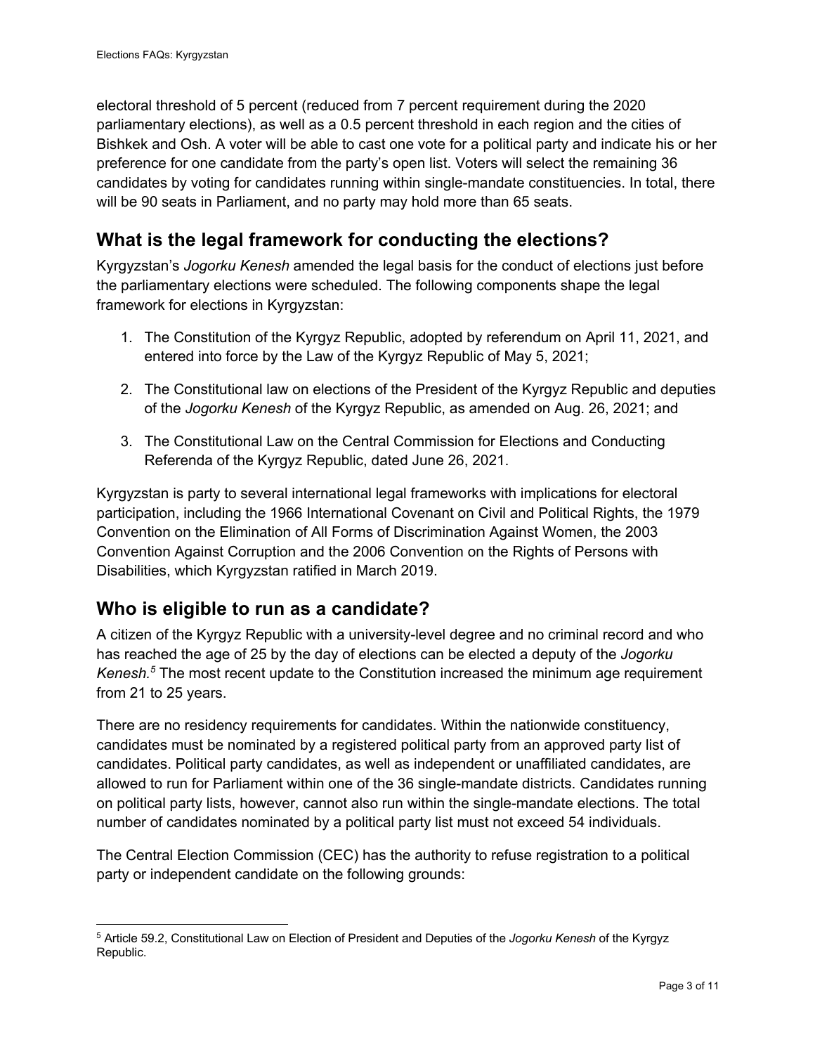electoral threshold of 5 percent (reduced from 7 percent requirement during the 2020 parliamentary elections), as well as a 0.5 percent threshold in each region and the cities of Bishkek and Osh. A voter will be able to cast one vote for a political party and indicate his or her preference for one candidate from the party's open list. Voters will select the remaining 36 candidates by voting for candidates running within single-mandate constituencies. In total, there will be 90 seats in Parliament, and no party may hold more than 65 seats.

## What is the legal framework for conducting the elections?

Kyrgyzstan's *Jogorku Kenesh* amended the legal basis for the conduct of elections just before the parliamentary elections were scheduled. The following components shape the legal framework for elections in Kyrgyzstan:

1. The Constitution of the Kyrgyz Republic, adopted by referendum on April 11, 2021, and entered into force by the Law of the Kyrgyz Republic of May 5, 2021;

2. The Constitutional law on elections of the President of the Kyrgyz Republic and deputies of the *Jogorku Kenesh* of the Kyrgyz Republic, as amended on Aug. 26, 2021; and

3. The Constitutional Law on the Central Commission for Elections and Conducting Referenda of the Kyrgyz Republic, dated June 26, 2021.

Kyrgyzstan is party to several international legal frameworks with implications for electoral participation, including the 1966 International Covenant on Civil and Political Rights, the 1979 Convention on the Elimination of All Forms of Discrimination Against Women, the 2003 Convention Against Corruption and the 2006 Convention on the Rights of Persons with Disabilities, which Kyrgyzstan ratified in March 2019.

## Who is eligible to run as a candidate?

A citizen of the Kyrgyz Republic with a university-level degree and no criminal record and who has reached the age of 25 by the day of elections can be elected a deputy of the *Jogorku Kenesh.*[5] The most recent update to the Constitution increased the minimum age requirement from 21 to 25 years.

There are no residency requirements for candidates. Within the nationwide constituency, candidates must be nominated by a registered political party from an approved party list of candidates. Political party candidates, as well as independent or unaffiliated candidates, are allowed to run for Parliament within one of the 36 single-mandate districts. Candidates running on political party lists, however, cannot also run within the single-mandate elections. The total number of candidates nominated by a political party list must not exceed 54 individuals.

The Central Election Commission (CEC) has the authority to refuse registration to a political party or independent candidate on the following grounds:

[5] Article 59.2, Constitutional Law on Election of President and Deputies of the *Jogorku Kenesh* of the Kyrgyz Republic.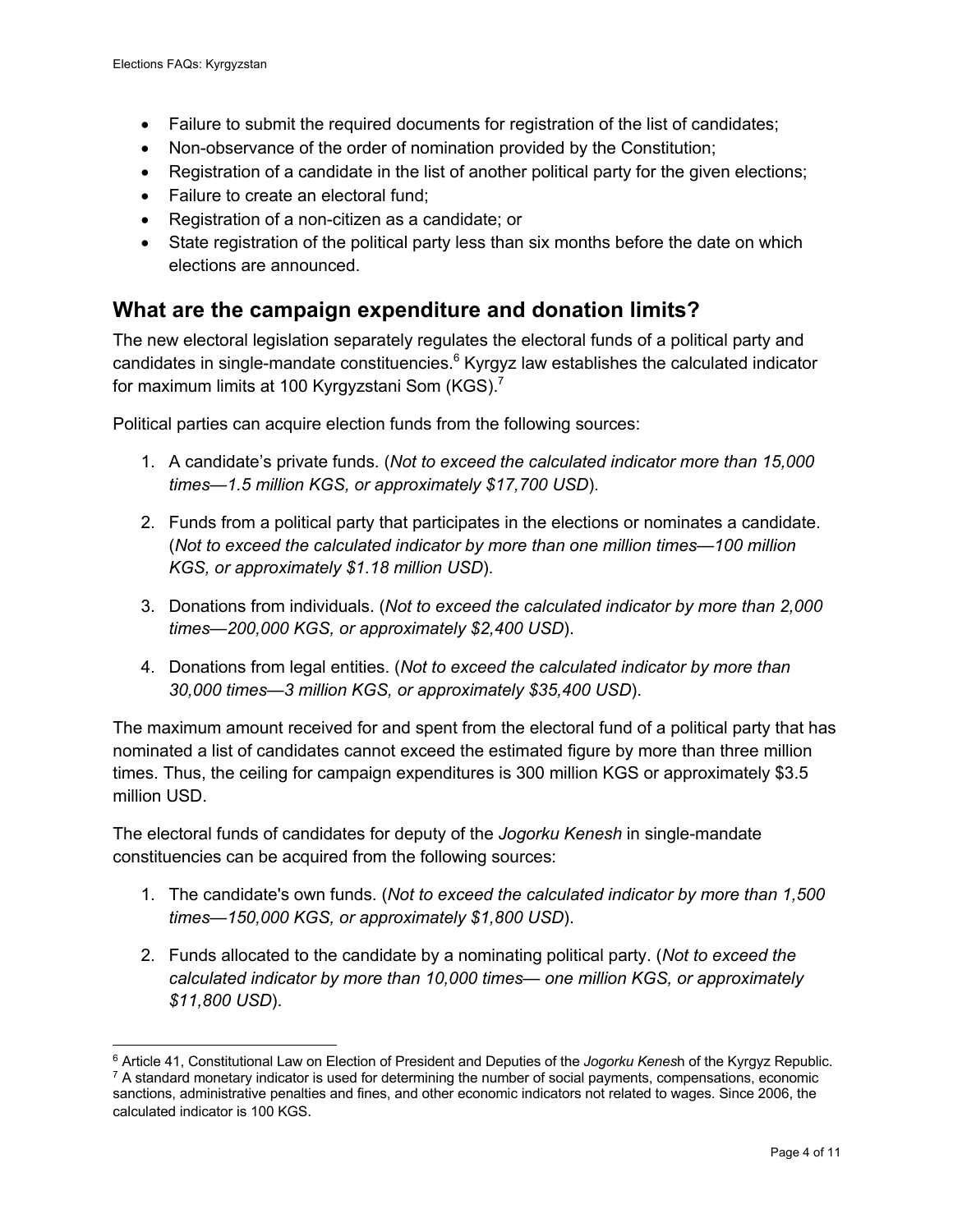- Failure to submit the required documents for registration of the list of candidates;
- Non-observance of the order of nomination provided by the Constitution;
- Registration of a candidate in the list of another political party for the given elections;
- Failure to create an electoral fund;
- Registration of a non-citizen as a candidate; or
- State registration of the political party less than six months before the date on which elections are announced.

## What are the campaign expenditure and donation limits?

The new electoral legislation separately regulates the electoral funds of a political party and candidates in single-mandate constituencies.[6] Kyrgyz law establishes the calculated indicator for maximum limits at 100 Kyrgyzstani Som (KGS).[7]

Political parties can acquire election funds from the following sources:

1. A candidate's private funds. (*Not to exceed the calculated indicator more than 15,000 times—1.5 million KGS, or approximately $17,700 USD*).

2. Funds from a political party that participates in the elections or nominates a candidate. (*Not to exceed the calculated indicator by more than one million times—100 million KGS, or approximately $1.18 million USD*).

3. Donations from individuals. (*Not to exceed the calculated indicator by more than 2,000 times—200,000 KGS, or approximately $2,400 USD*).

4. Donations from legal entities. (*Not to exceed the calculated indicator by more than 30,000 times—3 million KGS, or approximately $35,400 USD*).

The maximum amount received for and spent from the electoral fund of a political party that has nominated a list of candidates cannot exceed the estimated figure by more than three million times. Thus, the ceiling for campaign expenditures is 300 million KGS or approximately $3.5 million USD.

The electoral funds of candidates for deputy of the *Jogorku Kenesh* in single-mandate constituencies can be acquired from the following sources:

1. The candidate's own funds. (*Not to exceed the calculated indicator by more than 1,500 times—150,000 KGS, or approximately $1,800 USD*).

2. Funds allocated to the candidate by a nominating political party. (*Not to exceed the calculated indicator by more than 10,000 times— one million KGS, or approximately $11,800 USD*).

---

[6] Article 41, Constitutional Law on Election of President and Deputies of the *Jogorku Kenesh* of the Kyrgyz Republic.

[7] A standard monetary indicator is used for determining the number of social payments, compensations, economic sanctions, administrative penalties and fines, and other economic indicators not related to wages. Since 2006, the calculated indicator is 100 KGS.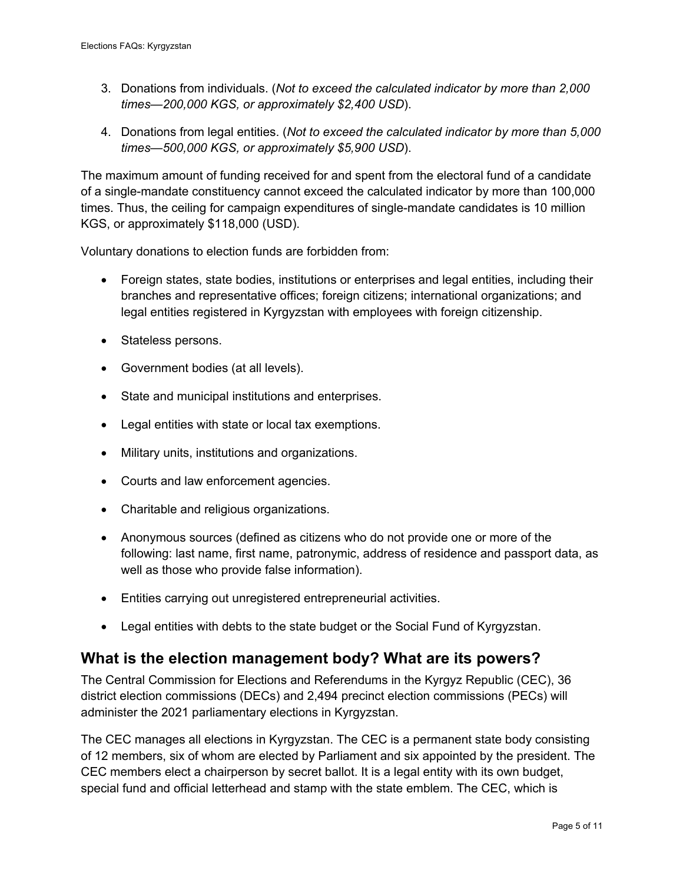3. Donations from individuals. (*Not to exceed the calculated indicator by more than 2,000 times—200,000 KGS, or approximately $2,400 USD*).

4. Donations from legal entities. (*Not to exceed the calculated indicator by more than 5,000 times—500,000 KGS, or approximately $5,900 USD*).

The maximum amount of funding received for and spent from the electoral fund of a candidate of a single-mandate constituency cannot exceed the calculated indicator by more than 100,000 times. Thus, the ceiling for campaign expenditures of single-mandate candidates is 10 million KGS, or approximately $118,000 (USD).

Voluntary donations to election funds are forbidden from:

- Foreign states, state bodies, institutions or enterprises and legal entities, including their branches and representative offices; foreign citizens; international organizations; and legal entities registered in Kyrgyzstan with employees with foreign citizenship.
- Stateless persons.
- Government bodies (at all levels).
- State and municipal institutions and enterprises.
- Legal entities with state or local tax exemptions.
- Military units, institutions and organizations.
- Courts and law enforcement agencies.
- Charitable and religious organizations.
- Anonymous sources (defined as citizens who do not provide one or more of the following: last name, first name, patronymic, address of residence and passport data, as well as those who provide false information).
- Entities carrying out unregistered entrepreneurial activities.
- Legal entities with debts to the state budget or the Social Fund of Kyrgyzstan.

## What is the election management body? What are its powers?

The Central Commission for Elections and Referendums in the Kyrgyz Republic (CEC), 36 district election commissions (DECs) and 2,494 precinct election commissions (PECs) will administer the 2021 parliamentary elections in Kyrgyzstan.

The CEC manages all elections in Kyrgyzstan. The CEC is a permanent state body consisting of 12 members, six of whom are elected by Parliament and six appointed by the president. The CEC members elect a chairperson by secret ballot. It is a legal entity with its own budget, special fund and official letterhead and stamp with the state emblem. The CEC, which is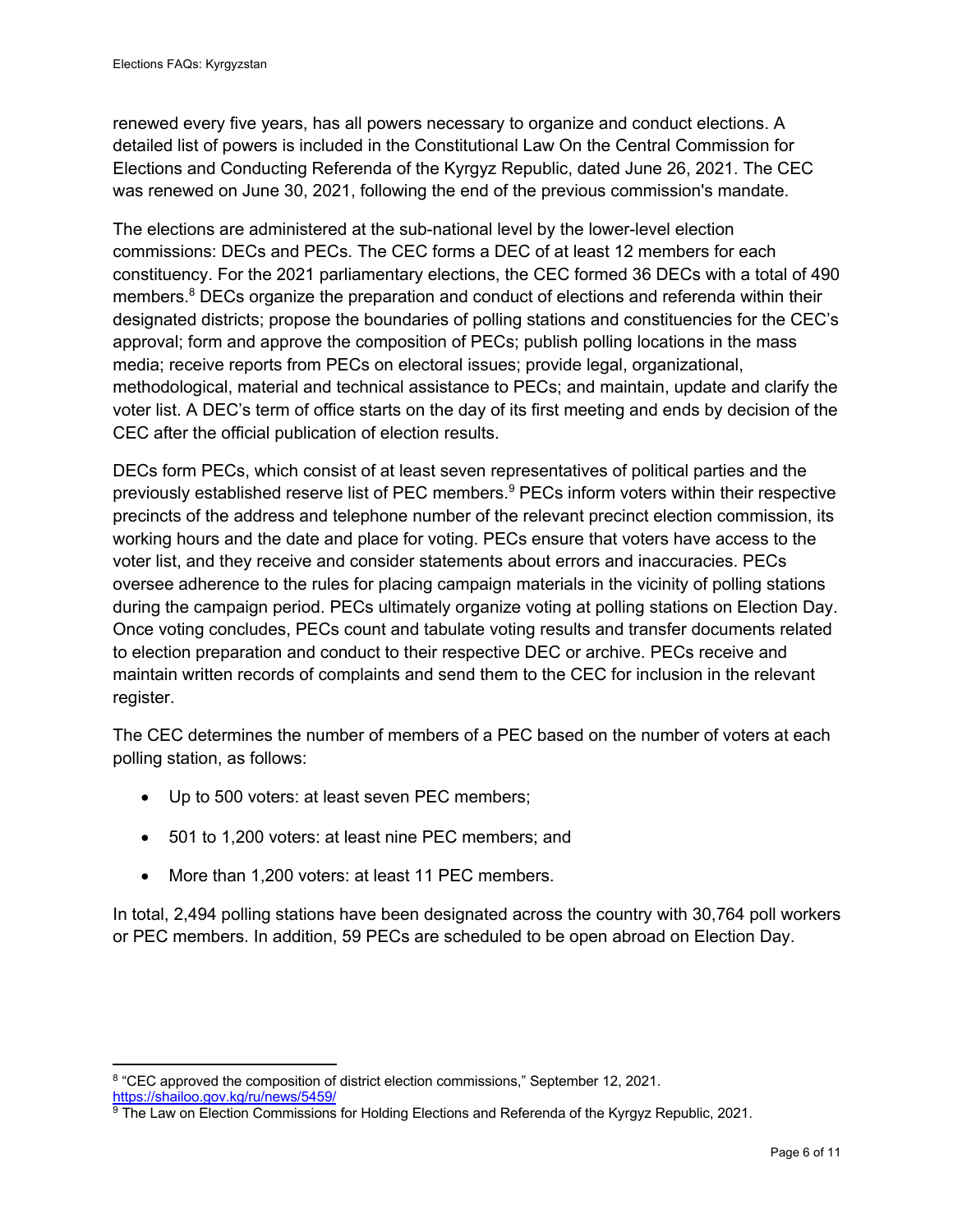renewed every five years, has all powers necessary to organize and conduct elections. A detailed list of powers is included in the Constitutional Law On the Central Commission for Elections and Conducting Referenda of the Kyrgyz Republic, dated June 26, 2021. The CEC was renewed on June 30, 2021, following the end of the previous commission's mandate.

The elections are administered at the sub-national level by the lower-level election commissions: DECs and PECs. The CEC forms a DEC of at least 12 members for each constituency. For the 2021 parliamentary elections, the CEC formed 36 DECs with a total of 490 members.[8] DECs organize the preparation and conduct of elections and referenda within their designated districts; propose the boundaries of polling stations and constituencies for the CEC's approval; form and approve the composition of PECs; publish polling locations in the mass media; receive reports from PECs on electoral issues; provide legal, organizational, methodological, material and technical assistance to PECs; and maintain, update and clarify the voter list. A DEC's term of office starts on the day of its first meeting and ends by decision of the CEC after the official publication of election results.

DECs form PECs, which consist of at least seven representatives of political parties and the previously established reserve list of PEC members.[9] PECs inform voters within their respective precincts of the address and telephone number of the relevant precinct election commission, its working hours and the date and place for voting. PECs ensure that voters have access to the voter list, and they receive and consider statements about errors and inaccuracies. PECs oversee adherence to the rules for placing campaign materials in the vicinity of polling stations during the campaign period. PECs ultimately organize voting at polling stations on Election Day. Once voting concludes, PECs count and tabulate voting results and transfer documents related to election preparation and conduct to their respective DEC or archive. PECs receive and maintain written records of complaints and send them to the CEC for inclusion in the relevant register.

The CEC determines the number of members of a PEC based on the number of voters at each polling station, as follows:

- Up to 500 voters: at least seven PEC members;
- 501 to 1,200 voters: at least nine PEC members; and
- More than 1,200 voters: at least 11 PEC members.

In total, 2,494 polling stations have been designated across the country with 30,764 poll workers or PEC members. In addition, 59 PECs are scheduled to be open abroad on Election Day.

[8] "CEC approved the composition of district election commissions," September 12, 2021. https://shailoo.gov.kg/ru/news/5459/

[9] The Law on Election Commissions for Holding Elections and Referenda of the Kyrgyz Republic, 2021.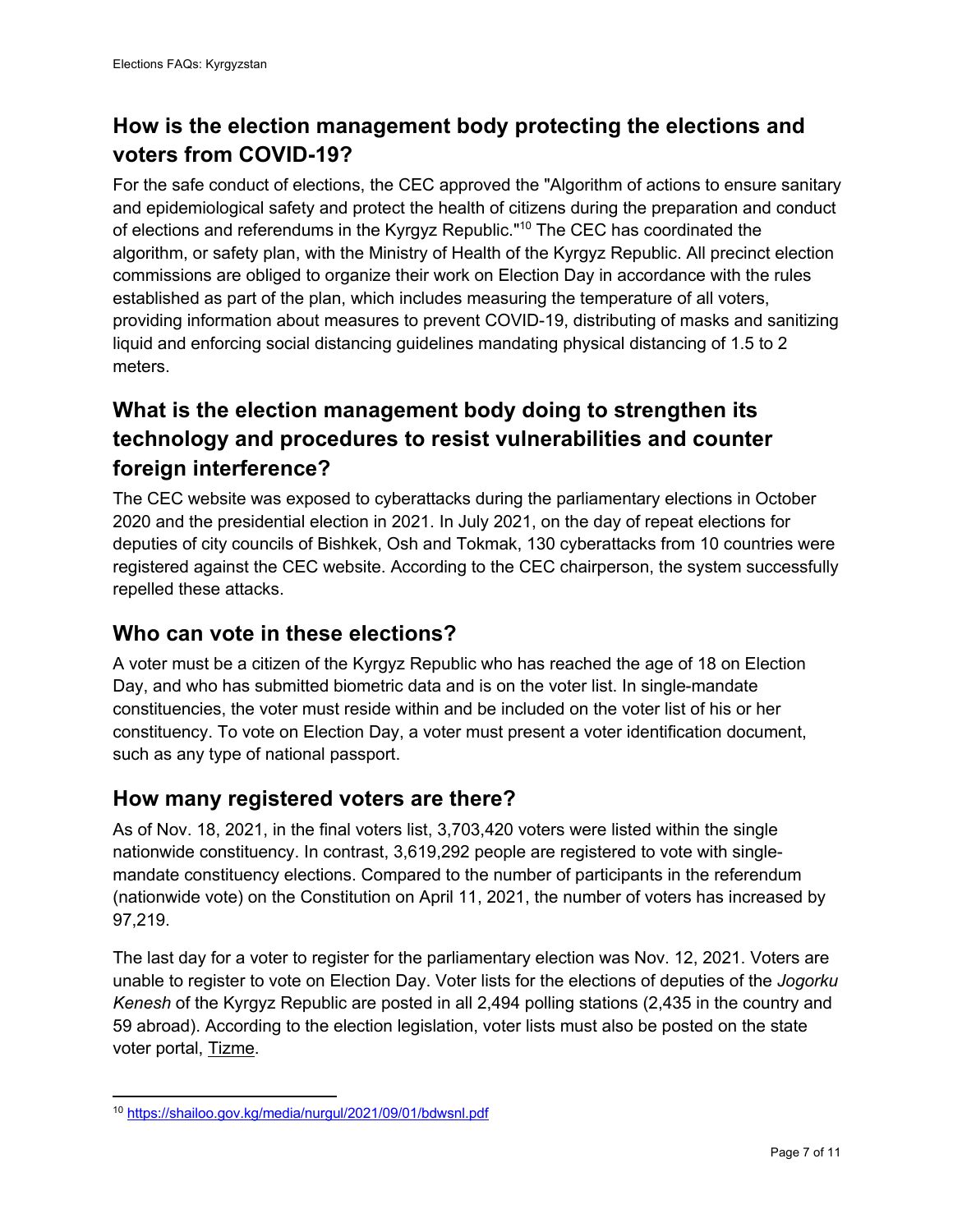## How is the election management body protecting the elections and voters from COVID-19?

For the safe conduct of elections, the CEC approved the "Algorithm of actions to ensure sanitary and epidemiological safety and protect the health of citizens during the preparation and conduct of elections and referendums in the Kyrgyz Republic."[10] The CEC has coordinated the algorithm, or safety plan, with the Ministry of Health of the Kyrgyz Republic. All precinct election commissions are obliged to organize their work on Election Day in accordance with the rules established as part of the plan, which includes measuring the temperature of all voters, providing information about measures to prevent COVID-19, distributing of masks and sanitizing liquid and enforcing social distancing guidelines mandating physical distancing of 1.5 to 2 meters.

## What is the election management body doing to strengthen its technology and procedures to resist vulnerabilities and counter foreign interference?

The CEC website was exposed to cyberattacks during the parliamentary elections in October 2020 and the presidential election in 2021. In July 2021, on the day of repeat elections for deputies of city councils of Bishkek, Osh and Tokmak, 130 cyberattacks from 10 countries were registered against the CEC website. According to the CEC chairperson, the system successfully repelled these attacks.

## Who can vote in these elections?

A voter must be a citizen of the Kyrgyz Republic who has reached the age of 18 on Election Day, and who has submitted biometric data and is on the voter list. In single-mandate constituencies, the voter must reside within and be included on the voter list of his or her constituency. To vote on Election Day, a voter must present a voter identification document, such as any type of national passport.

## How many registered voters are there?

As of Nov. 18, 2021, in the final voters list, 3,703,420 voters were listed within the single nationwide constituency. In contrast, 3,619,292 people are registered to vote with single-mandate constituency elections. Compared to the number of participants in the referendum (nationwide vote) on the Constitution on April 11, 2021, the number of voters has increased by 97,219.

The last day for a voter to register for the parliamentary election was Nov. 12, 2021. Voters are unable to register to vote on Election Day. Voter lists for the elections of deputies of the *Jogorku Kenesh* of the Kyrgyz Republic are posted in all 2,494 polling stations (2,435 in the country and 59 abroad). According to the election legislation, voter lists must also be posted on the state voter portal, Tizme.

[10] https://shailoo.gov.kg/media/nurgul/2021/09/01/bdwsnl.pdf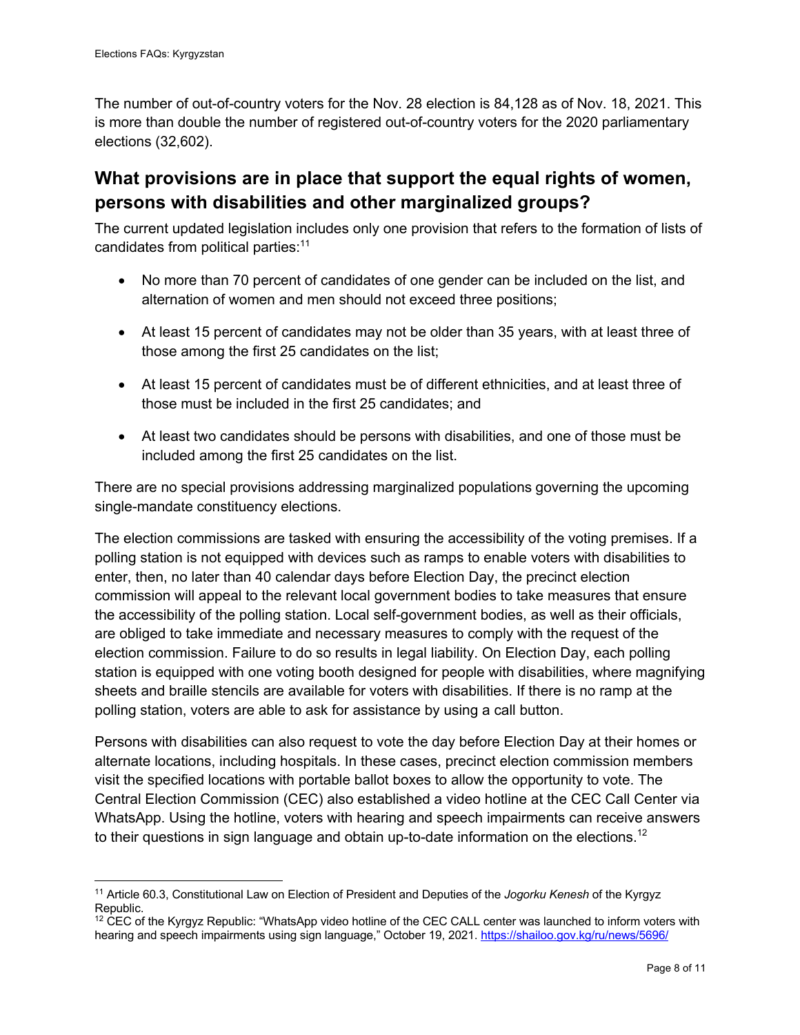The number of out-of-country voters for the Nov. 28 election is 84,128 as of Nov. 18, 2021. This is more than double the number of registered out-of-country voters for the 2020 parliamentary elections (32,602).

## What provisions are in place that support the equal rights of women, persons with disabilities and other marginalized groups?

The current updated legislation includes only one provision that refers to the formation of lists of candidates from political parties:[11]

- No more than 70 percent of candidates of one gender can be included on the list, and alternation of women and men should not exceed three positions;
- At least 15 percent of candidates may not be older than 35 years, with at least three of those among the first 25 candidates on the list;
- At least 15 percent of candidates must be of different ethnicities, and at least three of those must be included in the first 25 candidates; and
- At least two candidates should be persons with disabilities, and one of those must be included among the first 25 candidates on the list.

There are no special provisions addressing marginalized populations governing the upcoming single-mandate constituency elections.

The election commissions are tasked with ensuring the accessibility of the voting premises. If a polling station is not equipped with devices such as ramps to enable voters with disabilities to enter, then, no later than 40 calendar days before Election Day, the precinct election commission will appeal to the relevant local government bodies to take measures that ensure the accessibility of the polling station. Local self-government bodies, as well as their officials, are obliged to take immediate and necessary measures to comply with the request of the election commission. Failure to do so results in legal liability. On Election Day, each polling station is equipped with one voting booth designed for people with disabilities, where magnifying sheets and braille stencils are available for voters with disabilities. If there is no ramp at the polling station, voters are able to ask for assistance by using a call button.

Persons with disabilities can also request to vote the day before Election Day at their homes or alternate locations, including hospitals. In these cases, precinct election commission members visit the specified locations with portable ballot boxes to allow the opportunity to vote. The Central Election Commission (CEC) also established a video hotline at the CEC Call Center via WhatsApp. Using the hotline, voters with hearing and speech impairments can receive answers to their questions in sign language and obtain up-to-date information on the elections.[12]

---

[11] Article 60.3, Constitutional Law on Election of President and Deputies of the *Jogorku Kenesh* of the Kyrgyz Republic.

[12] CEC of the Kyrgyz Republic: "WhatsApp video hotline of the CEC CALL center was launched to inform voters with hearing and speech impairments using sign language," October 19, 2021. https://shailoo.gov.kg/ru/news/5696/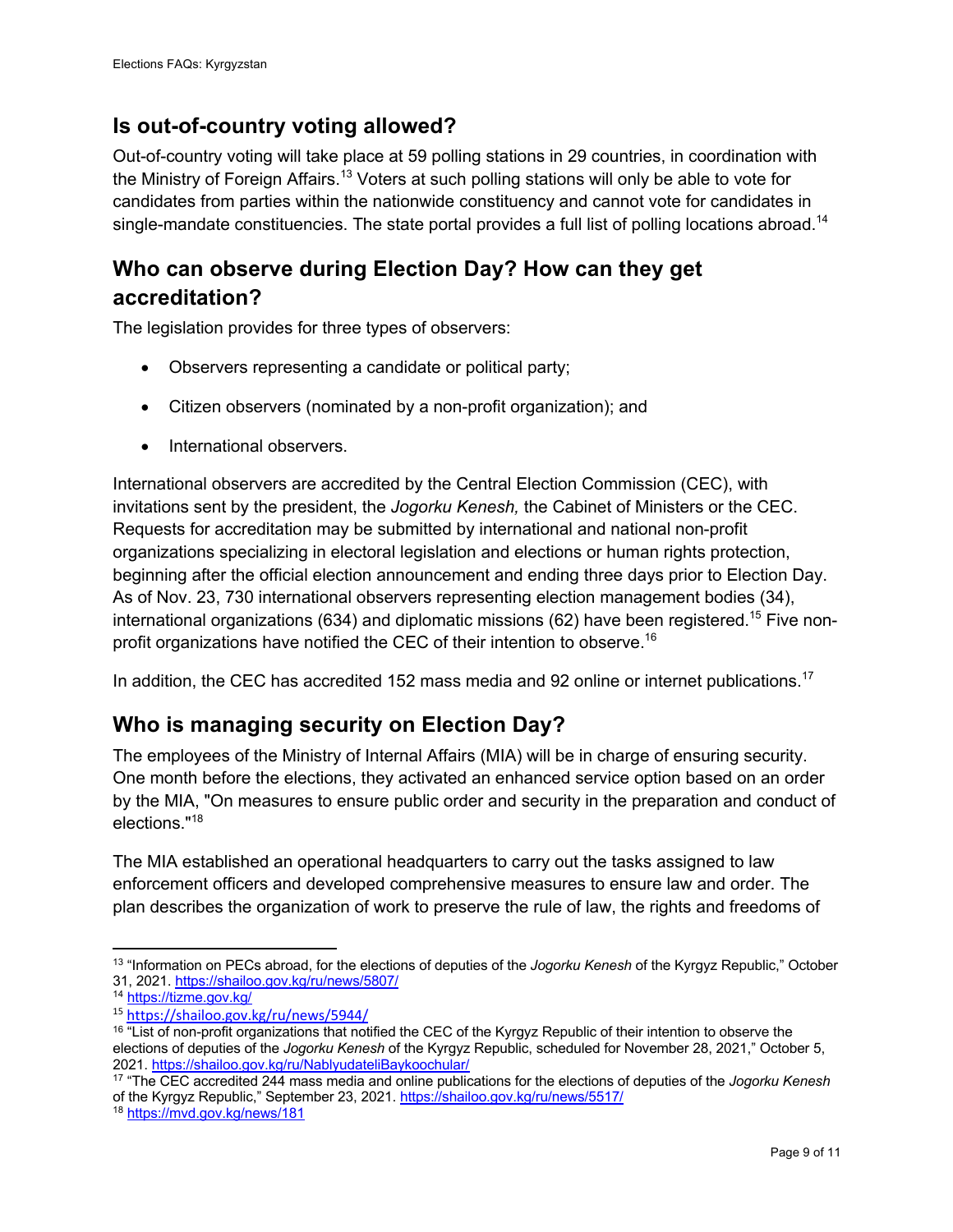## Is out-of-country voting allowed?

Out-of-country voting will take place at 59 polling stations in 29 countries, in coordination with the Ministry of Foreign Affairs.[13] Voters at such polling stations will only be able to vote for candidates from parties within the nationwide constituency and cannot vote for candidates in single-mandate constituencies. The state portal provides a full list of polling locations abroad.[14]

## Who can observe during Election Day? How can they get accreditation?

The legislation provides for three types of observers:

- Observers representing a candidate or political party;
- Citizen observers (nominated by a non-profit organization); and
- International observers.

International observers are accredited by the Central Election Commission (CEC), with invitations sent by the president, the *Jogorku Kenesh,* the Cabinet of Ministers or the CEC. Requests for accreditation may be submitted by international and national non-profit organizations specializing in electoral legislation and elections or human rights protection, beginning after the official election announcement and ending three days prior to Election Day. As of Nov. 23, 730 international observers representing election management bodies (34), international organizations (634) and diplomatic missions (62) have been registered.[15] Five non-profit organizations have notified the CEC of their intention to observe.[16]

In addition, the CEC has accredited 152 mass media and 92 online or internet publications.[17]

## Who is managing security on Election Day?

The employees of the Ministry of Internal Affairs (MIA) will be in charge of ensuring security. One month before the elections, they activated an enhanced service option based on an order by the MIA, "On measures to ensure public order and security in the preparation and conduct of elections."[18]

The MIA established an operational headquarters to carry out the tasks assigned to law enforcement officers and developed comprehensive measures to ensure law and order. The plan describes the organization of work to preserve the rule of law, the rights and freedoms of

---

[13] "Information on PECs abroad, for the elections of deputies of the *Jogorku Kenesh* of the Kyrgyz Republic," October 31, 2021. https://shailoo.gov.kg/ru/news/5807/

[14] https://tizme.gov.kg/

[15] https://shailoo.gov.kg/ru/news/5944/

[16] "List of non-profit organizations that notified the CEC of the Kyrgyz Republic of their intention to observe the elections of deputies of the *Jogorku Kenesh* of the Kyrgyz Republic, scheduled for November 28, 2021," October 5, 2021. https://shailoo.gov.kg/ru/NablyudateliBaykoochular/

[17] "The CEC accredited 244 mass media and online publications for the elections of deputies of the *Jogorku Kenesh* of the Kyrgyz Republic," September 23, 2021. https://shailoo.gov.kg/ru/news/5517/

[18] https://mvd.gov.kg/news/181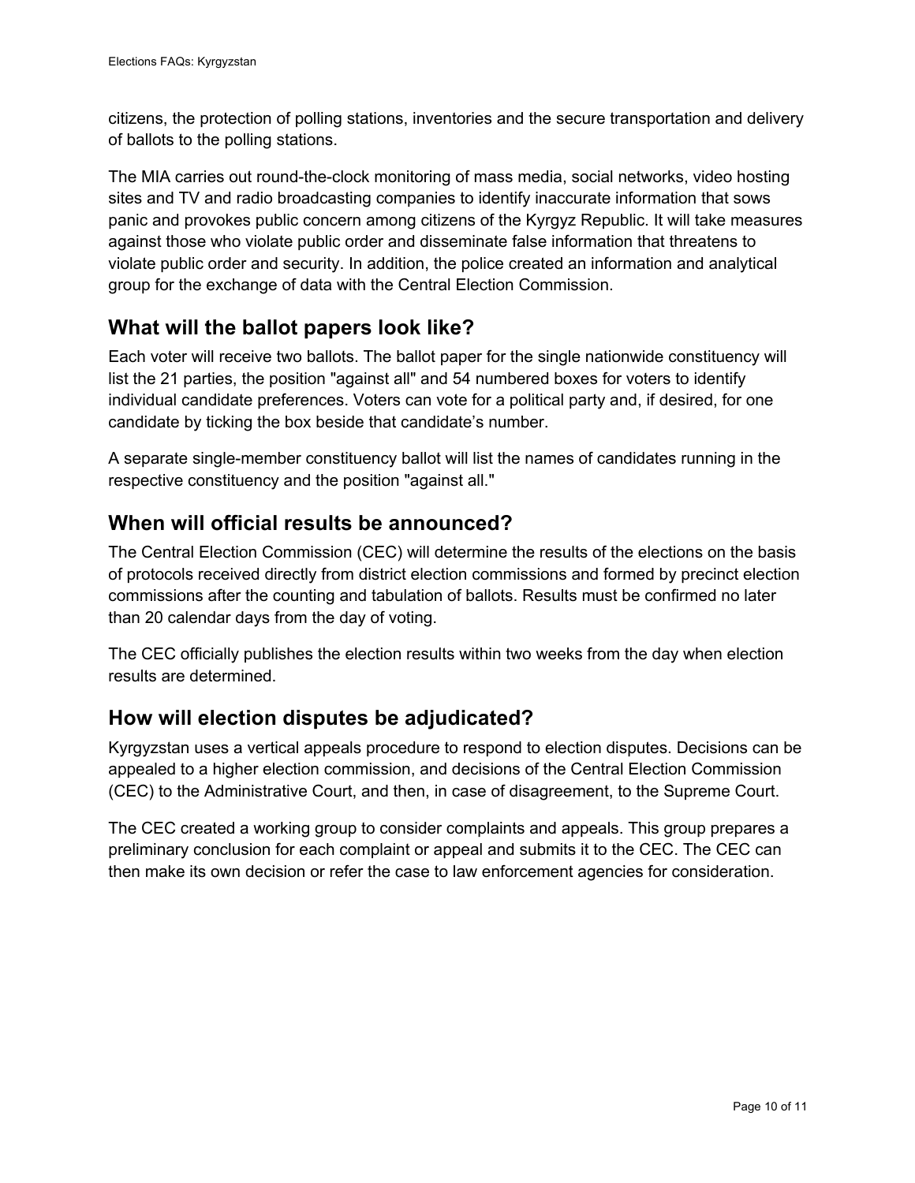citizens, the protection of polling stations, inventories and the secure transportation and delivery of ballots to the polling stations.

The MIA carries out round-the-clock monitoring of mass media, social networks, video hosting sites and TV and radio broadcasting companies to identify inaccurate information that sows panic and provokes public concern among citizens of the Kyrgyz Republic. It will take measures against those who violate public order and disseminate false information that threatens to violate public order and security. In addition, the police created an information and analytical group for the exchange of data with the Central Election Commission.

## What will the ballot papers look like?

Each voter will receive two ballots. The ballot paper for the single nationwide constituency will list the 21 parties, the position "against all" and 54 numbered boxes for voters to identify individual candidate preferences. Voters can vote for a political party and, if desired, for one candidate by ticking the box beside that candidate's number.

A separate single-member constituency ballot will list the names of candidates running in the respective constituency and the position "against all."

## When will official results be announced?

The Central Election Commission (CEC) will determine the results of the elections on the basis of protocols received directly from district election commissions and formed by precinct election commissions after the counting and tabulation of ballots. Results must be confirmed no later than 20 calendar days from the day of voting.

The CEC officially publishes the election results within two weeks from the day when election results are determined.

## How will election disputes be adjudicated?

Kyrgyzstan uses a vertical appeals procedure to respond to election disputes. Decisions can be appealed to a higher election commission, and decisions of the Central Election Commission (CEC) to the Administrative Court, and then, in case of disagreement, to the Supreme Court.

The CEC created a working group to consider complaints and appeals. This group prepares a preliminary conclusion for each complaint or appeal and submits it to the CEC. The CEC can then make its own decision or refer the case to law enforcement agencies for consideration.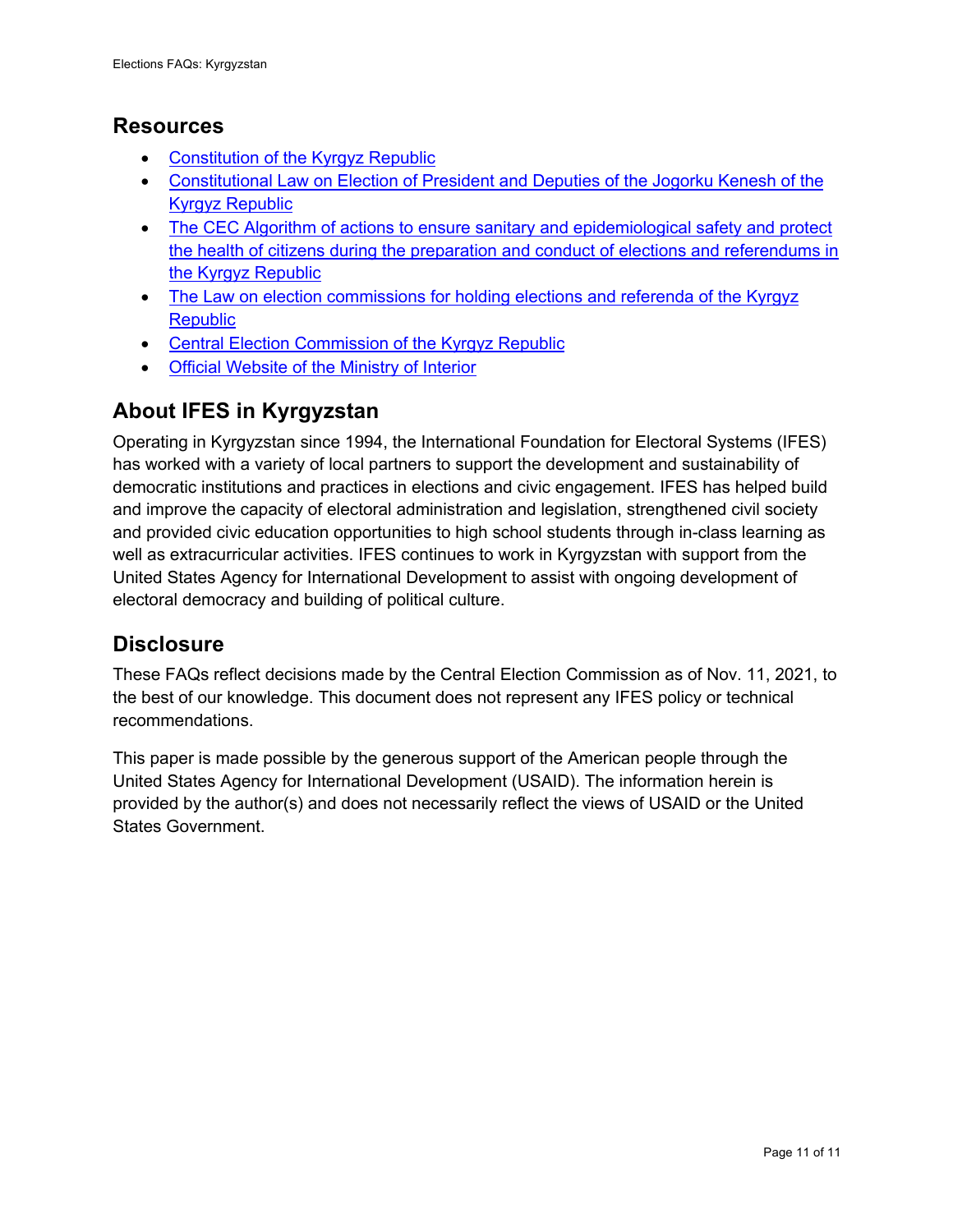## Resources

- Constitution of the Kyrgyz Republic
- Constitutional Law on Election of President and Deputies of the Jogorku Kenesh of the Kyrgyz Republic
- The CEC Algorithm of actions to ensure sanitary and epidemiological safety and protect the health of citizens during the preparation and conduct of elections and referendums in the Kyrgyz Republic
- The Law on election commissions for holding elections and referenda of the Kyrgyz Republic
- Central Election Commission of the Kyrgyz Republic
- Official Website of the Ministry of Interior

## About IFES in Kyrgyzstan

Operating in Kyrgyzstan since 1994, the International Foundation for Electoral Systems (IFES) has worked with a variety of local partners to support the development and sustainability of democratic institutions and practices in elections and civic engagement. IFES has helped build and improve the capacity of electoral administration and legislation, strengthened civil society and provided civic education opportunities to high school students through in-class learning as well as extracurricular activities. IFES continues to work in Kyrgyzstan with support from the United States Agency for International Development to assist with ongoing development of electoral democracy and building of political culture.

## Disclosure

These FAQs reflect decisions made by the Central Election Commission as of Nov. 11, 2021, to the best of our knowledge. This document does not represent any IFES policy or technical recommendations.

This paper is made possible by the generous support of the American people through the United States Agency for International Development (USAID). The information herein is provided by the author(s) and does not necessarily reflect the views of USAID or the United States Government.